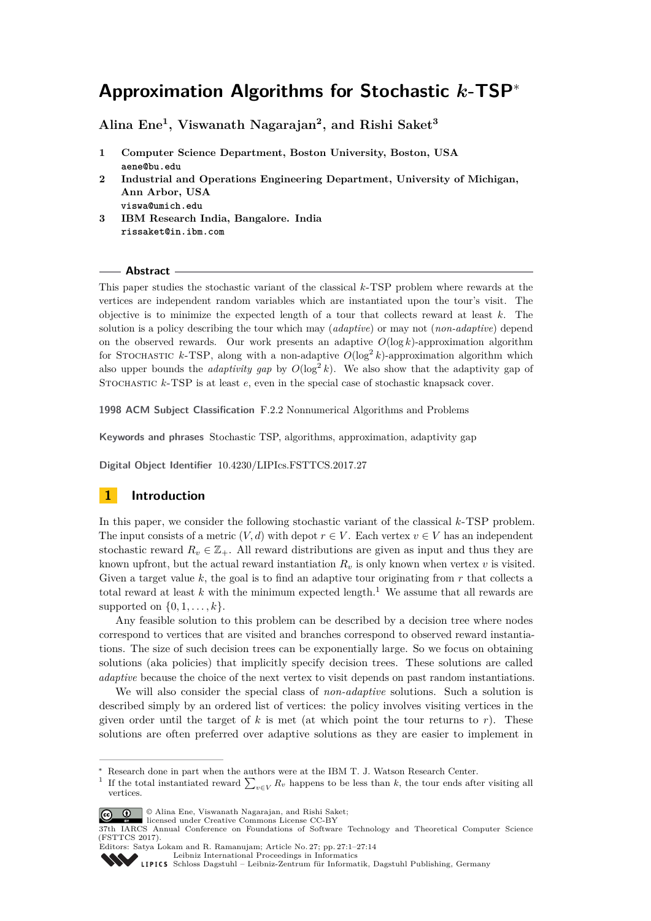# Approximation Algorithms for Stochastic $k$-TSP*

**Alina Ene[1], Viswanath Nagarajan[2], and Rishi Saket[3]**

1. **Computer Science Department, Boston University, Boston, USA**
   aene@bu.edu
2. **Industrial and Operations Engineering Department, University of Michigan, Ann Arbor, USA**
   viswa@umich.edu
3. **IBM Research India, Bangalore. India**
   rissaket@in.ibm.com

## Abstract

This paper studies the stochastic variant of the classical $k$-TSP problem where rewards at the vertices are independent random variables which are instantiated upon the tour's visit. The objective is to minimize the expected length of a tour that collects reward at least $k$. The solution is a policy describing the tour which may (*adaptive*) or may not (*non-adaptive*) depend on the observed rewards. Our work presents an adaptive $O(\log k)$-approximation algorithm for Stochastic $k$-TSP, along with a non-adaptive $O(\log^2 k)$-approximation algorithm which also upper bounds the *adaptivity gap* by $O(\log^2 k)$. We also show that the adaptivity gap of Stochastic $k$-TSP is at least $e$, even in the special case of stochastic knapsack cover.

**1998 ACM Subject Classification** F.2.2 Nonnumerical Algorithms and Problems

**Keywords and phrases** Stochastic TSP, algorithms, approximation, adaptivity gap

**Digital Object Identifier** 10.4230/LIPIcs.FSTTCS.2017.27

## 1 Introduction

In this paper, we consider the following stochastic variant of the classical $k$-TSP problem. The input consists of a metric $(V, d)$ with depot $r \in V$. Each vertex $v \in V$ has an independent stochastic reward $R_v \in \mathbb{Z}_+$. All reward distributions are given as input and thus they are known upfront, but the actual reward instantiation $R_v$ is only known when vertex $v$ is visited. Given a target value $k$, the goal is to find an adaptive tour originating from $r$ that collects a total reward at least $k$ with the minimum expected length.[1] We assume that all rewards are supported on $\{0, 1, \ldots, k\}$.

Any feasible solution to this problem can be described by a decision tree where nodes correspond to vertices that are visited and branches correspond to observed reward instantiations. The size of such decision trees can be exponentially large. So we focus on obtaining solutions (aka policies) that implicitly specify decision trees. These solutions are called *adaptive* because the choice of the next vertex to visit depends on past random instantiations.

We will also consider the special class of *non-adaptive* solutions. Such a solution is described simply by an ordered list of vertices: the policy involves visiting vertices in the given order until the target of $k$ is met (at which point the tour returns to $r$). These solutions are often preferred over adaptive solutions as they are easier to implement in

---

* Research done in part when the authors were at the IBM T. J. Watson Research Center.

[1] If the total instantiated reward $\sum_{v \in V} R_v$ happens to be less than $k$, the tour ends after visiting all vertices.

© Alina Ene, Viswanath Nagarajan, and Rishi Saket; licensed under Creative Commons License CC-BY
37th IARCS Annual Conference on Foundations of Software Technology and Theoretical Computer Science (FSTTCS 2017).
Editors: Satya Lokam and R. Ramanujam; Article No. 27; pp. 27:1–27:14
Leibniz International Proceedings in Informatics
Schloss Dagstuhl – Leibniz-Zentrum für Informatik, Dagstuhl Publishing, Germany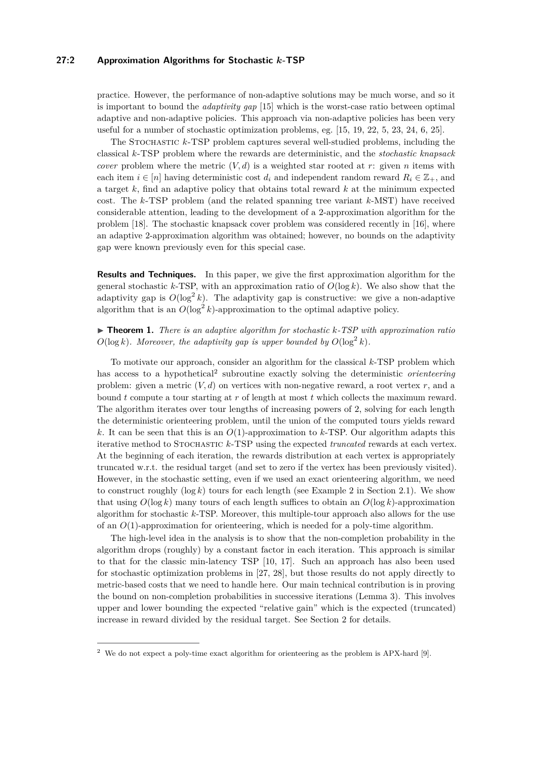practice. However, the performance of non-adaptive solutions may be much worse, and so it is important to bound the *adaptivity gap* [15] which is the worst-case ratio between optimal adaptive and non-adaptive policies. This approach via non-adaptive policies has been very useful for a number of stochastic optimization problems, eg. [15, 19, 22, 5, 23, 24, 6, 25].

The Stochastic $k$-TSP problem captures several well-studied problems, including the classical $k$-TSP problem where the rewards are deterministic, and the *stochastic knapsack cover* problem where the metric $(V, d)$ is a weighted star rooted at $r$: given $n$ items with each item $i \in [n]$ having deterministic cost $d_i$ and independent random reward $R_i \in \mathbb{Z}_+$, and a target $k$, find an adaptive policy that obtains total reward $k$ at the minimum expected cost. The $k$-TSP problem (and the related spanning tree variant $k$-MST) have received considerable attention, leading to the development of a 2-approximation algorithm for the problem [18]. The stochastic knapsack cover problem was considered recently in [16], where an adaptive 2-approximation algorithm was obtained; however, no bounds on the adaptivity gap were known previously even for this special case.

**Results and Techniques.** In this paper, we give the first approximation algorithm for the general stochastic $k$-TSP, with an approximation ratio of $O(\log k)$. We also show that the adaptivity gap is $O(\log^2 k)$. The adaptivity gap is constructive: we give a non-adaptive algorithm that is an $O(\log^2 k)$-approximation to the optimal adaptive policy.

▶ **Theorem 1.** *There is an adaptive algorithm for stochastic $k$-TSP with approximation ratio $O(\log k)$. Moreover, the adaptivity gap is upper bounded by $O(\log^2 k)$.*

To motivate our approach, consider an algorithm for the classical $k$-TSP problem which has access to a hypothetical[2] subroutine exactly solving the deterministic *orienteering* problem: given a metric $(V, d)$ on vertices with non-negative reward, a root vertex $r$, and a bound $t$ compute a tour starting at $r$ of length at most $t$ which collects the maximum reward. The algorithm iterates over tour lengths of increasing powers of 2, solving for each length the deterministic orienteering problem, until the union of the computed tours yields reward $k$. It can be seen that this is an $O(1)$-approximation to $k$-TSP. Our algorithm adapts this iterative method to Stochastic $k$-TSP using the expected *truncated* rewards at each vertex. At the beginning of each iteration, the rewards distribution at each vertex is appropriately truncated w.r.t. the residual target (and set to zero if the vertex has been previously visited). However, in the stochastic setting, even if we used an exact orienteering algorithm, we need to construct roughly $(\log k)$ tours for each length (see Example 2 in Section 2.1). We show that using $O(\log k)$ many tours of each length suffices to obtain an $O(\log k)$-approximation algorithm for stochastic $k$-TSP. Moreover, this multiple-tour approach also allows for the use of an $O(1)$-approximation for orienteering, which is needed for a poly-time algorithm.

The high-level idea in the analysis is to show that the non-completion probability in the algorithm drops (roughly) by a constant factor in each iteration. This approach is similar to that for the classic min-latency TSP [10, 17]. Such an approach has also been used for stochastic optimization problems in [27, 28], but those results do not apply directly to metric-based costs that we need to handle here. Our main technical contribution is in proving the bound on non-completion probabilities in successive iterations (Lemma 3). This involves upper and lower bounding the expected "relative gain" which is the expected (truncated) increase in reward divided by the residual target. See Section 2 for details.

---

[2] We do not expect a poly-time exact algorithm for orienteering as the problem is APX-hard [9].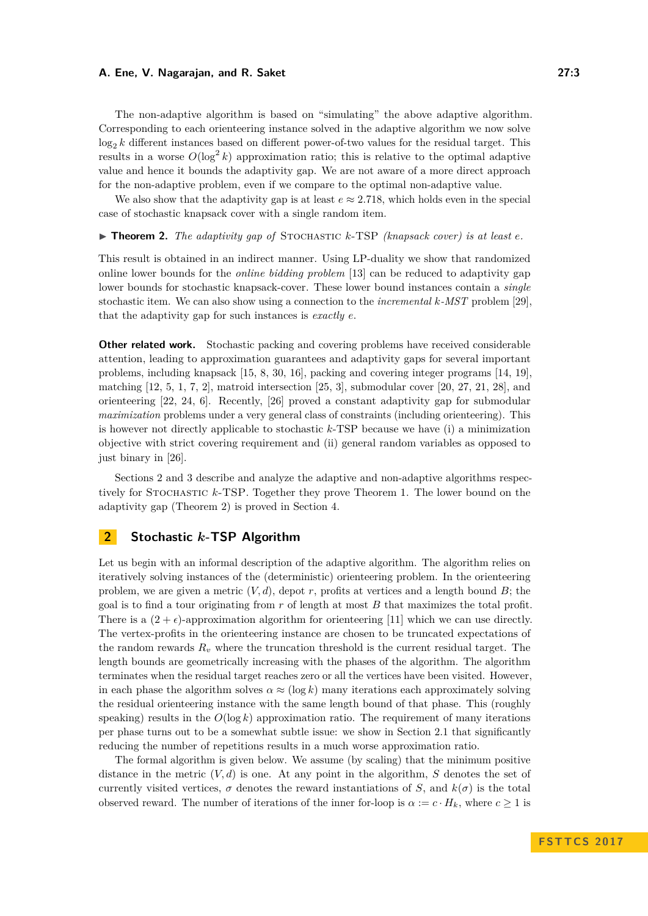The non-adaptive algorithm is based on "simulating" the above adaptive algorithm. Corresponding to each orienteering instance solved in the adaptive algorithm we now solve $\log_2 k$ different instances based on different power-of-two values for the residual target. This results in a worse $O(\log^2 k)$ approximation ratio; this is relative to the optimal adaptive value and hence it bounds the adaptivity gap. We are not aware of a more direct approach for the non-adaptive problem, even if we compare to the optimal non-adaptive value.

We also show that the adaptivity gap is at least $e \approx 2.718$, which holds even in the special case of stochastic knapsack cover with a single random item.

▶ **Theorem 2.** *The adaptivity gap of* Stochastic $k$-TSP *(knapsack cover) is at least* $e$.

This result is obtained in an indirect manner. Using LP-duality we show that randomized online lower bounds for the *online bidding problem* [13] can be reduced to adaptivity gap lower bounds for stochastic knapsack-cover. These lower bound instances contain a *single* stochastic item. We can also show using a connection to the *incremental $k$-MST* problem [29], that the adaptivity gap for such instances is *exactly* $e$.

**Other related work.** Stochastic packing and covering problems have received considerable attention, leading to approximation guarantees and adaptivity gaps for several important problems, including knapsack [15, 8, 30, 16], packing and covering integer programs [14, 19], matching [12, 5, 1, 7, 2], matroid intersection [25, 3], submodular cover [20, 27, 21, 28], and orienteering [22, 24, 6]. Recently, [26] proved a constant adaptivity gap for submodular *maximization* problems under a very general class of constraints (including orienteering). This is however not directly applicable to stochastic $k$-TSP because we have (i) a minimization objective with strict covering requirement and (ii) general random variables as opposed to just binary in [26].

Sections 2 and 3 describe and analyze the adaptive and non-adaptive algorithms respectively for Stochastic $k$-TSP. Together they prove Theorem 1. The lower bound on the adaptivity gap (Theorem 2) is proved in Section 4.

## 2 Stochastic $k$-TSP Algorithm

Let us begin with an informal description of the adaptive algorithm. The algorithm relies on iteratively solving instances of the (deterministic) orienteering problem. In the orienteering problem, we are given a metric $(V, d)$, depot $r$, profits at vertices and a length bound $B$; the goal is to find a tour originating from $r$ of length at most $B$ that maximizes the total profit. There is a $(2+\epsilon)$-approximation algorithm for orienteering [11] which we can use directly. The vertex-profits in the orienteering instance are chosen to be truncated expectations of the random rewards $R_v$ where the truncation threshold is the current residual target. The length bounds are geometrically increasing with the phases of the algorithm. The algorithm terminates when the residual target reaches zero or all the vertices have been visited. However, in each phase the algorithm solves $\alpha \approx (\log k)$ many iterations each approximately solving the residual orienteering instance with the same length bound of that phase. This (roughly speaking) results in the $O(\log k)$ approximation ratio. The requirement of many iterations per phase turns out to be a somewhat subtle issue: we show in Section 2.1 that significantly reducing the number of repetitions results in a much worse approximation ratio.

The formal algorithm is given below. We assume (by scaling) that the minimum positive distance in the metric $(V, d)$ is one. At any point in the algorithm, $S$ denotes the set of currently visited vertices, $\sigma$ denotes the reward instantiations of $S$, and $k(\sigma)$ is the total observed reward. The number of iterations of the inner for-loop is $\alpha := c \cdot H_k$, where $c \geq 1$ is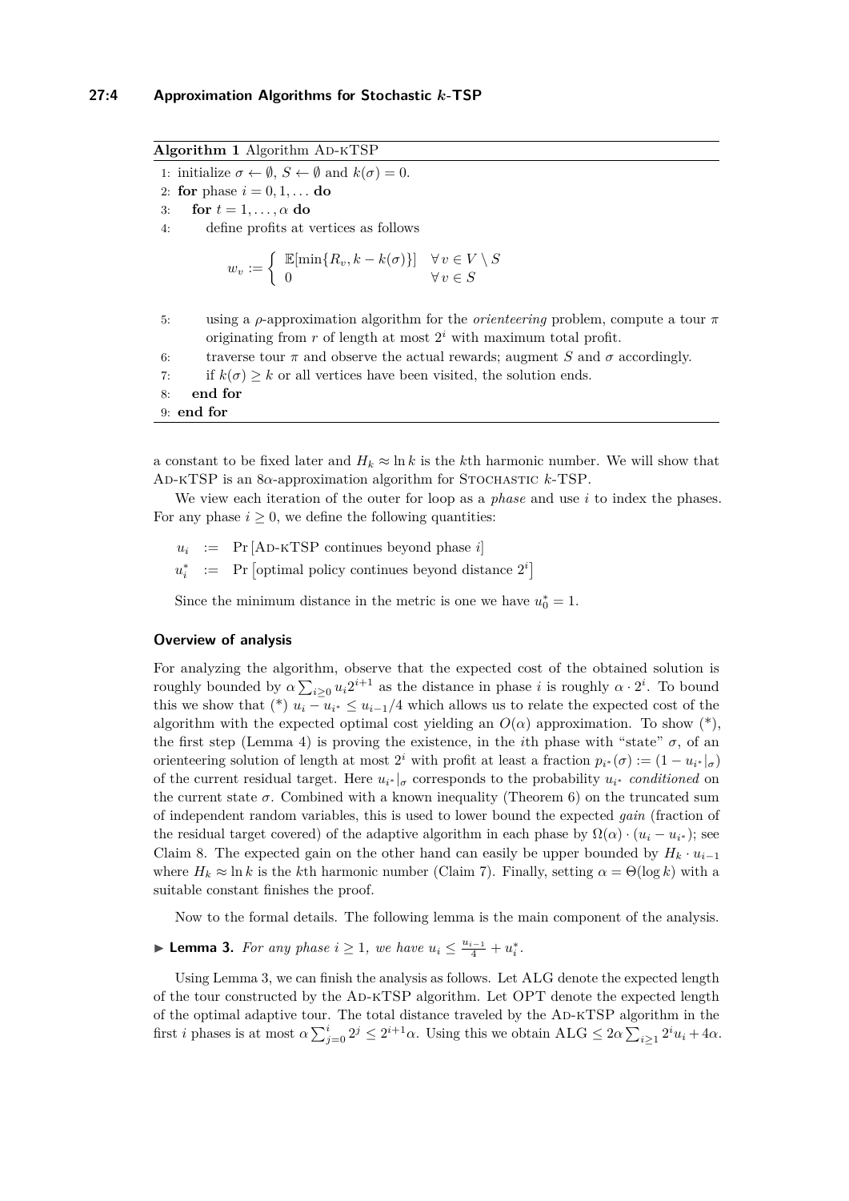**Algorithm 1** Algorithm AD-KTSP

```
1: initialize σ ← ∅, S ← ∅ and k(σ) = 0.
2: for phase i = 0, 1, ... do
3:   for t = 1, ..., α do
4:     define profits at vertices as follows
```

$$w_v := \begin{cases} \mathbb{E}[\min\{R_v, k - k(\sigma)\}] & \forall v \in V \setminus S \\ 0 & \forall v \in S \end{cases}$$

```
5:     using a ρ-approximation algorithm for the orienteering problem, compute a tour π
       originating from r of length at most 2^i with maximum total profit.
6:     traverse tour π and observe the actual rewards; augment S and σ accordingly.
7:     if k(σ) ≥ k or all vertices have been visited, the solution ends.
8:   end for
9: end for
```

a constant to be fixed later and $H_k \approx \ln k$ is the $k$th harmonic number. We will show that AD-KTSP is an $8\alpha$-approximation algorithm for STOCHASTIC $k$-TSP.

We view each iteration of the outer for loop as a *phase* and use $i$ to index the phases. For any phase $i \geq 0$, we define the following quantities:

$$u_i \;:=\; \Pr[\text{AD-KTSP continues beyond phase } i]$$

$$u_i^* \;:=\; \Pr[\text{optimal policy continues beyond distance } 2^i]$$

Since the minimum distance in the metric is one we have $u_0^* = 1$.

### Overview of analysis

For analyzing the algorithm, observe that the expected cost of the obtained solution is roughly bounded by $\alpha \sum_{i\geq 0} u_i 2^{i+1}$ as the distance in phase $i$ is roughly $\alpha \cdot 2^i$. To bound this we show that (*) $u_i - u_{i^*} \leq u_{i-1}/4$ which allows us to relate the expected cost of the algorithm with the expected optimal cost yielding an $O(\alpha)$ approximation. To show (*), the first step (Lemma 4) is proving the existence, in the $i$th phase with "state" $\sigma$, of an orienteering solution of length at most $2^i$ with profit at least a fraction $p_{i^*}(\sigma) := (1 - u_{i^*}|_\sigma)$ of the current residual target. Here $u_{i^*}|_\sigma$ corresponds to the probability $u_{i^*}$ *conditioned* on the current state $\sigma$. Combined with a known inequality (Theorem 6) on the truncated sum of independent random variables, this is used to lower bound the expected *gain* (fraction of the residual target covered) of the adaptive algorithm in each phase by $\Omega(\alpha) \cdot (u_i - u_{i^*})$; see Claim 8. The expected gain on the other hand can easily be upper bounded by $H_k \cdot u_{i-1}$ where $H_k \approx \ln k$ is the $k$th harmonic number (Claim 7). Finally, setting $\alpha = \Theta(\log k)$ with a suitable constant finishes the proof.

Now to the formal details. The following lemma is the main component of the analysis.

▶ **Lemma 3.** *For any phase $i \geq 1$, we have $u_i \leq \frac{u_{i-1}}{4} + u_i^*$.*

Using Lemma 3, we can finish the analysis as follows. Let ALG denote the expected length of the tour constructed by the AD-KTSP algorithm. Let OPT denote the expected length of the optimal adaptive tour. The total distance traveled by the AD-KTSP algorithm in the first $i$ phases is at most $\alpha \sum_{j=0}^{i} 2^j \leq 2^{i+1}\alpha$. Using this we obtain $\text{ALG} \leq 2\alpha \sum_{i\geq 1} 2^i u_i + 4\alpha$.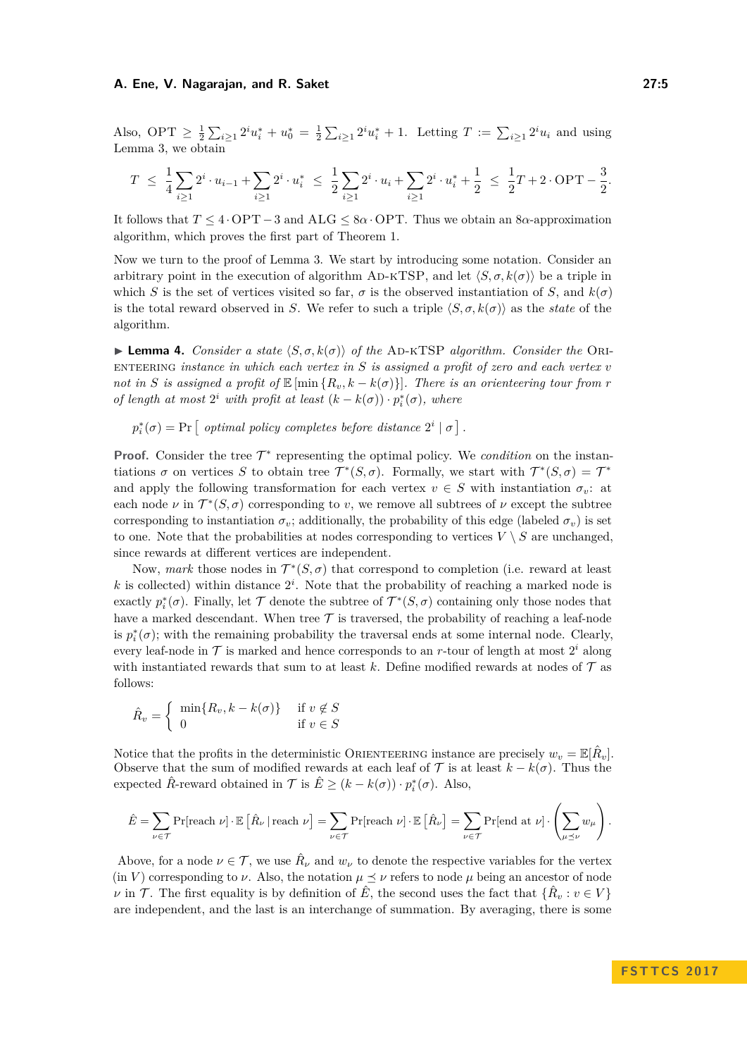Also, $\mathrm{OPT} \geq \frac{1}{2}\sum_{i\geq 1} 2^i u_i^* + u_0^* = \frac{1}{2}\sum_{i\geq 1} 2^i u_i^* + 1$. Letting $T := \sum_{i\geq 1} 2^i u_i$ and using Lemma 3, we obtain

$$T \leq \frac{1}{4}\sum_{i\geq 1} 2^i \cdot u_{i-1} + \sum_{i\geq 1} 2^i \cdot u_i^* \leq \frac{1}{2}\sum_{i\geq 1} 2^i \cdot u_i + \sum_{i\geq 1} 2^i \cdot u_i^* + \frac{1}{2} \leq \frac{1}{2}T + 2\cdot\mathrm{OPT} - \frac{3}{2}.$$

It follows that $T \leq 4\cdot\mathrm{OPT} - 3$ and $\mathrm{ALG} \leq 8\alpha\cdot\mathrm{OPT}$. Thus we obtain an $8\alpha$-approximation algorithm, which proves the first part of Theorem 1.

Now we turn to the proof of Lemma 3. We start by introducing some notation. Consider an arbitrary point in the execution of algorithm Ad-kTSP, and let $\langle S, \sigma, k(\sigma)\rangle$ be a triple in which $S$ is the set of vertices visited so far, $\sigma$ is the observed instantiation of $S$, and $k(\sigma)$ is the total reward observed in $S$. We refer to such a triple $\langle S, \sigma, k(\sigma)\rangle$ as the *state* of the algorithm.

▶ **Lemma 4.** *Consider a state $\langle S, \sigma, k(\sigma)\rangle$ of the* Ad-kTSP *algorithm. Consider the* Orienteering *instance in which each vertex in $S$ is assigned a profit of zero and each vertex $v$ not in $S$ is assigned a profit of $\mathbb{E}[\min\{R_v, k - k(\sigma)\}]$. There is an orienteering tour from $r$ of length at most $2^i$ with profit at least $(k - k(\sigma)) \cdot p_i^*(\sigma)$, where*

$$p_i^*(\sigma) = \Pr\left[\text{ optimal policy completes before distance } 2^i \mid \sigma\right].$$

**Proof.** Consider the tree $\mathcal{T}^*$ representing the optimal policy. We *condition* on the instantiations $\sigma$ on vertices $S$ to obtain tree $\mathcal{T}^*(S,\sigma)$. Formally, we start with $\mathcal{T}^*(S,\sigma) = \mathcal{T}^*$ and apply the following transformation for each vertex $v \in S$ with instantiation $\sigma_v$: at each node $\nu$ in $\mathcal{T}^*(S,\sigma)$ corresponding to $v$, we remove all subtrees of $\nu$ except the subtree corresponding to instantiation $\sigma_v$; additionally, the probability of this edge (labeled $\sigma_v$) is set to one. Note that the probabilities at nodes corresponding to vertices $V \setminus S$ are unchanged, since rewards at different vertices are independent.

Now, *mark* those nodes in $\mathcal{T}^*(S,\sigma)$ that correspond to completion (i.e. reward at least $k$ is collected) within distance $2^i$. Note that the probability of reaching a marked node is exactly $p_i^*(\sigma)$. Finally, let $\mathcal{T}$ denote the subtree of $\mathcal{T}^*(S,\sigma)$ containing only those nodes that have a marked descendant. When $\mathcal{T}$ is traversed, the probability of reaching a leaf-node is $p_i^*(\sigma)$; with the remaining probability the traversal ends at some internal node. Clearly, every leaf-node in $\mathcal{T}$ is marked and hence corresponds to an $r$-tour of length at most $2^i$ along with instantiated rewards that sum to at least $k$. Define modified rewards at nodes of $\mathcal{T}$ as follows:

$$\hat{R}_v = \begin{cases} \min\{R_v, k - k(\sigma)\} & \text{if } v \notin S \\ 0 & \text{if } v \in S \end{cases}$$

Notice that the profits in the deterministic Orienteering instance are precisely $w_v = \mathbb{E}[\hat{R}_v]$. Observe that the sum of modified rewards at each leaf of $\mathcal{T}$ is at least $k - k(\sigma)$. Thus the expected $\hat{R}$-reward obtained in $\mathcal{T}$ is $\hat{E} \geq (k - k(\sigma)) \cdot p_i^*(\sigma)$. Also,

$$\hat{E} = \sum_{\nu\in\mathcal{T}} \Pr[\text{reach } \nu] \cdot \mathbb{E}\left[\hat{R}_\nu \mid \text{reach } \nu\right] = \sum_{\nu\in\mathcal{T}} \Pr[\text{reach } \nu] \cdot \mathbb{E}\left[\hat{R}_\nu\right] = \sum_{\nu\in\mathcal{T}} \Pr[\text{end at } \nu] \cdot \left(\sum_{\mu\preceq\nu} w_\mu\right).$$

Above, for a node $\nu \in \mathcal{T}$, we use $\hat{R}_\nu$ and $w_\nu$ to denote the respective variables for the vertex (in $V$) corresponding to $\nu$. Also, the notation $\mu \preceq \nu$ refers to node $\mu$ being an ancestor of node $\nu$ in $\mathcal{T}$. The first equality is by definition of $\hat{E}$, the second uses the fact that $\{\hat{R}_v : v \in V\}$ are independent, and the last is an interchange of summation. By averaging, there is some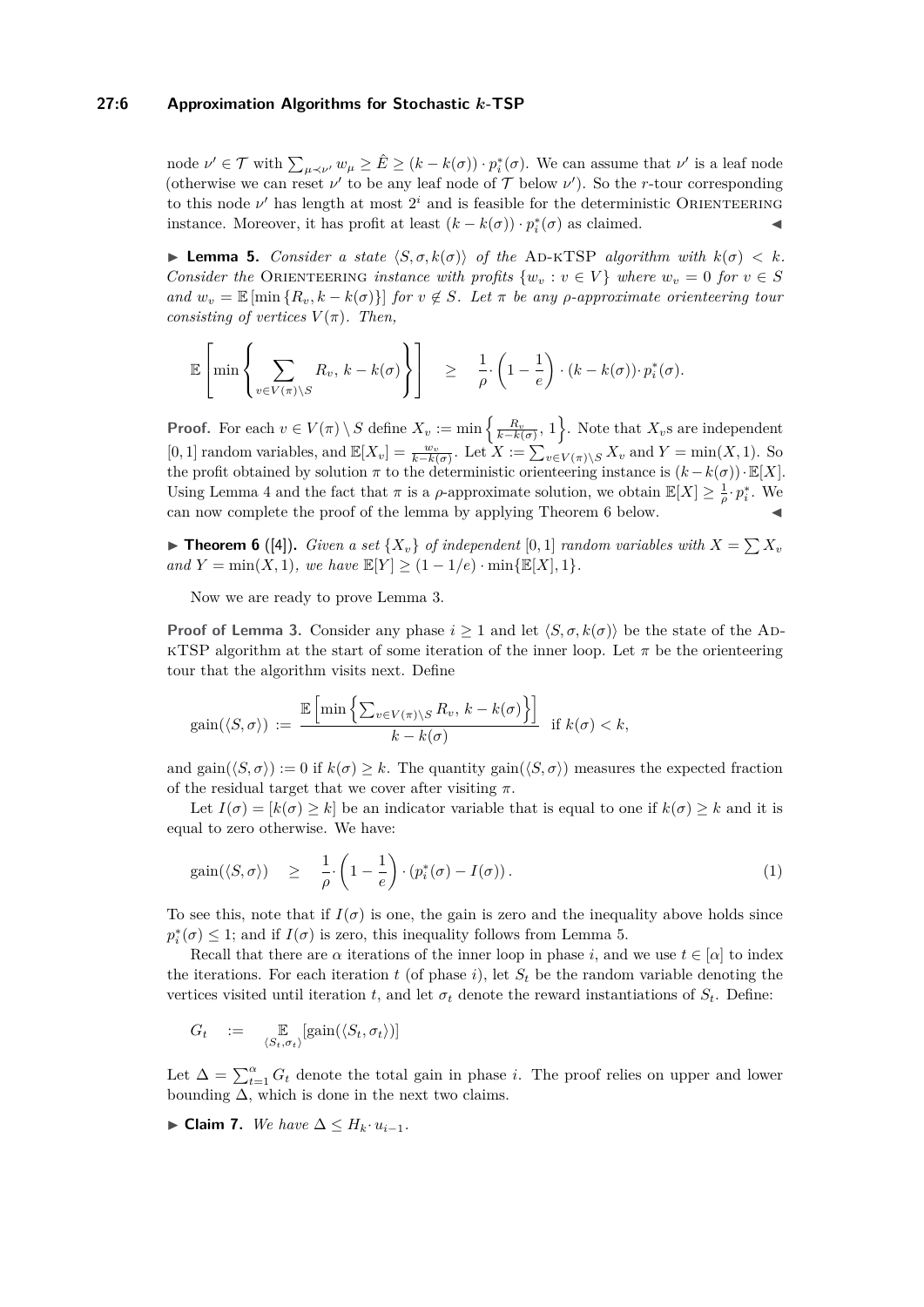node $\nu' \in \mathcal{T}$ with $\sum_{\mu \prec \nu'} w_\mu \geq \hat{E} \geq (k - k(\sigma)) \cdot p_i^*(\sigma)$. We can assume that $\nu'$ is a leaf node (otherwise we can reset $\nu'$ to be any leaf node of $\mathcal{T}$ below $\nu'$). So the $r$-tour corresponding to this node $\nu'$ has length at most $2^i$ and is feasible for the deterministic Orienteering instance. Moreover, it has profit at least $(k - k(\sigma)) \cdot p_i^*(\sigma)$ as claimed. ◀

▶ **Lemma 5.** *Consider a state $\langle S, \sigma, k(\sigma)\rangle$ of the* Ad-kTSP *algorithm with $k(\sigma) < k$. Consider the* Orienteering *instance with profits $\{w_v : v \in V\}$ where $w_v = 0$ for $v \in S$ and $w_v = \mathbb{E}[\min\{R_v, k - k(\sigma)\}]$ for $v \notin S$. Let $\pi$ be any $\rho$-approximate orienteering tour consisting of vertices $V(\pi)$. Then,*

$$\mathbb{E}\left[\min\left\{\sum_{v \in V(\pi)\setminus S} R_v,\ k - k(\sigma)\right\}\right] \quad \geq \quad \frac{1}{\rho} \cdot \left(1 - \frac{1}{e}\right) \cdot (k - k(\sigma)) \cdot p_i^*(\sigma).$$

**Proof.** For each $v \in V(\pi) \setminus S$ define $X_v := \min\left\{\frac{R_v}{k-k(\sigma)}, 1\right\}$. Note that $X_v$s are independent $[0,1]$ random variables, and $\mathbb{E}[X_v] = \frac{w_v}{k-k(\sigma)}$. Let $X := \sum_{v \in V(\pi)\setminus S} X_v$ and $Y = \min(X, 1)$. So the profit obtained by solution $\pi$ to the deterministic orienteering instance is $(k - k(\sigma)) \cdot \mathbb{E}[X]$. Using Lemma 4 and the fact that $\pi$ is a $\rho$-approximate solution, we obtain $\mathbb{E}[X] \geq \frac{1}{\rho} \cdot p_i^*$. We can now complete the proof of the lemma by applying Theorem 6 below. ◀

▶ **Theorem 6** ([4]). *Given a set $\{X_v\}$ of independent $[0,1]$ random variables with $X = \sum X_v$ and $Y = \min(X, 1)$, we have $\mathbb{E}[Y] \geq (1 - 1/e) \cdot \min\{\mathbb{E}[X], 1\}$.*

Now we are ready to prove Lemma 3.

**Proof of Lemma 3.** Consider any phase $i \geq 1$ and let $\langle S, \sigma, k(\sigma)\rangle$ be the state of the Ad-kTSP algorithm at the start of some iteration of the inner loop. Let $\pi$ be the orienteering tour that the algorithm visits next. Define

$$\text{gain}(\langle S, \sigma\rangle) := \frac{\mathbb{E}\left[\min\left\{\sum_{v \in V(\pi)\setminus S} R_v,\ k - k(\sigma)\right\}\right]}{k - k(\sigma)} \quad \text{if } k(\sigma) < k,$$

and $\text{gain}(\langle S, \sigma\rangle) := 0$ if $k(\sigma) \geq k$. The quantity $\text{gain}(\langle S, \sigma\rangle)$ measures the expected fraction of the residual target that we cover after visiting $\pi$.

Let $I(\sigma) = [k(\sigma) \geq k]$ be an indicator variable that is equal to one if $k(\sigma) \geq k$ and it is equal to zero otherwise. We have:

$$\text{gain}(\langle S, \sigma\rangle) \quad \geq \quad \frac{1}{\rho} \cdot \left(1 - \frac{1}{e}\right) \cdot \left(p_i^*(\sigma) - I(\sigma)\right). \tag{1}$$

To see this, note that if $I(\sigma)$ is one, the gain is zero and the inequality above holds since $p_i^*(\sigma) \leq 1$; and if $I(\sigma)$ is zero, this inequality follows from Lemma 5.

Recall that there are $\alpha$ iterations of the inner loop in phase $i$, and we use $t \in [\alpha]$ to index the iterations. For each iteration $t$ (of phase $i$), let $S_t$ be the random variable denoting the vertices visited until iteration $t$, and let $\sigma_t$ denote the reward instantiations of $S_t$. Define:

$$G_t \quad := \quad \mathop{\mathbb{E}}_{\langle S_t, \sigma_t\rangle}[\text{gain}(\langle S_t, \sigma_t\rangle)]$$

Let $\Delta = \sum_{t=1}^{\alpha} G_t$ denote the total gain in phase $i$. The proof relies on upper and lower bounding $\Delta$, which is done in the next two claims.

▶ **Claim 7.** *We have $\Delta \leq H_k \cdot u_{i-1}$.*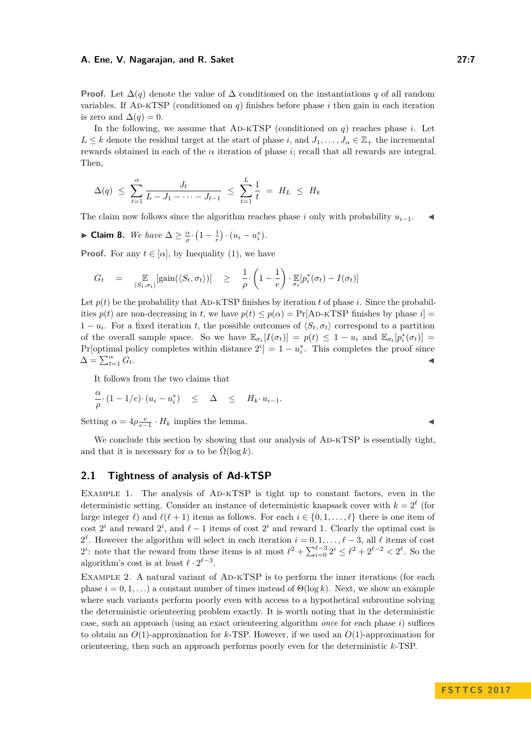**Proof.** Let $\Delta(q)$ denote the value of $\Delta$ conditioned on the instantiations $q$ of all random variables. If Ad-kTSP (conditioned on $q$) finishes before phase $i$ then gain in each iteration is zero and $\Delta(q) = 0$.

In the following, we assume that Ad-kTSP (conditioned on $q$) reaches phase $i$. Let $L \leq k$ denote the residual target at the start of phase $i$, and $J_1, \ldots, J_\alpha \in \mathbb{Z}_+$ the incremental rewards obtained in each of the $\alpha$ iteration of phase $i$; recall that all rewards are integral. Then,

$$\Delta(q) \;\leq\; \sum_{t=1}^{\alpha} \frac{J_t}{L - J_1 - \cdots - J_{t-1}} \;\leq\; \sum_{t=1}^{L} \frac{1}{t} \;=\; H_L \;\leq\; H_k$$

The claim now follows since the algorithm reaches phase $i$ only with probability $u_{i-1}$. ◀

▶ **Claim 8.** *We have* $\Delta \geq \frac{\alpha}{\rho} \cdot \left(1 - \frac{1}{e}\right) \cdot (u_i - u_i^*)$.

**Proof.** For any $t \in [\alpha]$, by Inequality (1), we have

$$G_t \;=\; \mathop{\mathbb{E}}_{\langle S_t, \sigma_t \rangle}[\text{gain}(\langle S_t, \sigma_t \rangle)] \;\geq\; \frac{1}{\rho} \cdot \left(1 - \frac{1}{e}\right) \cdot \mathop{\mathbb{E}}_{\sigma_t}[p_i^*(\sigma_t) - I(\sigma_t)]$$

Let $p(t)$ be the probability that Ad-kTSP finishes by iteration $t$ of phase $i$. Since the probabilities $p(t)$ are non-decreasing in $t$, we have $p(t) \leq p(\alpha) = \Pr[\text{Ad-kTSP finishes by phase } i] = 1 - u_i$. For a fixed iteration $t$, the possible outcomes of $\langle S_t, \sigma_t \rangle$ correspond to a partition of the overall sample space. So we have $\mathbb{E}_{\sigma_t}[I(\sigma_t)] = p(t) \leq 1 - u_i$ and $\mathbb{E}_{\sigma_t}[p_i^*(\sigma_t)] = \Pr[\text{optimal policy completes within distance } 2^i] = 1 - u_i^*$. This completes the proof since $\Delta = \sum_{t=1}^{\alpha} G_t$. ◀

It follows from the two claims that

$$\frac{\alpha}{\rho} \cdot (1 - 1/e) \cdot (u_i - u_i^*) \quad \leq \quad \Delta \quad \leq \quad H_k \cdot u_{i-1}.$$

Setting $\alpha = 4\rho \frac{e}{e-1} \cdot H_k$ implies the lemma. ◀

We conclude this section by showing that our analysis of Ad-kTSP is essentially tight, and that it is necessary for $\alpha$ to be $\tilde{\Omega}(\log k)$.

## 2.1 Tightness of analysis of Ad-kTSP

Example 1. The analysis of Ad-kTSP is tight up to constant factors, even in the deterministic setting. Consider an instance of deterministic knapsack cover with $k = 2^\ell$ (for large integer $\ell$) and $\ell(\ell + 1)$ items as follows. For each $i \in \{0, 1, \ldots, \ell\}$ there is one item of cost $2^i$ and reward $2^i$, and $\ell - 1$ items of cost $2^i$ and reward 1. Clearly the optimal cost is $2^\ell$. However the algorithm will select in each iteration $i = 0, 1, \ldots, \ell - 3$, all $\ell$ items of cost $2^i$: note that the reward from these items is at most $\ell^2 + \sum_{i=0}^{\ell-3} 2^i \leq \ell^2 + 2^{\ell-2} < 2^\ell$. So the algorithm's cost is at least $\ell \cdot 2^{\ell-3}$.

Example 2. A natural variant of Ad-kTSP is to perform the inner iterations (for each phase $i = 0, 1, \ldots$) a constant number of times instead of $\Theta(\log k)$. Next, we show an example where such variants perform poorly even with access to a hypothetical subroutine solving the deterministic orienteering problem exactly. It is worth noting that in the deterministic case, such an approach (using an exact orienteering algorithm *once* for each phase $i$) suffices to obtain an $O(1)$-approximation for $k$-TSP. However, if we used an $O(1)$-approximation for orienteering, then such an approach performs poorly even for the deterministic $k$-TSP.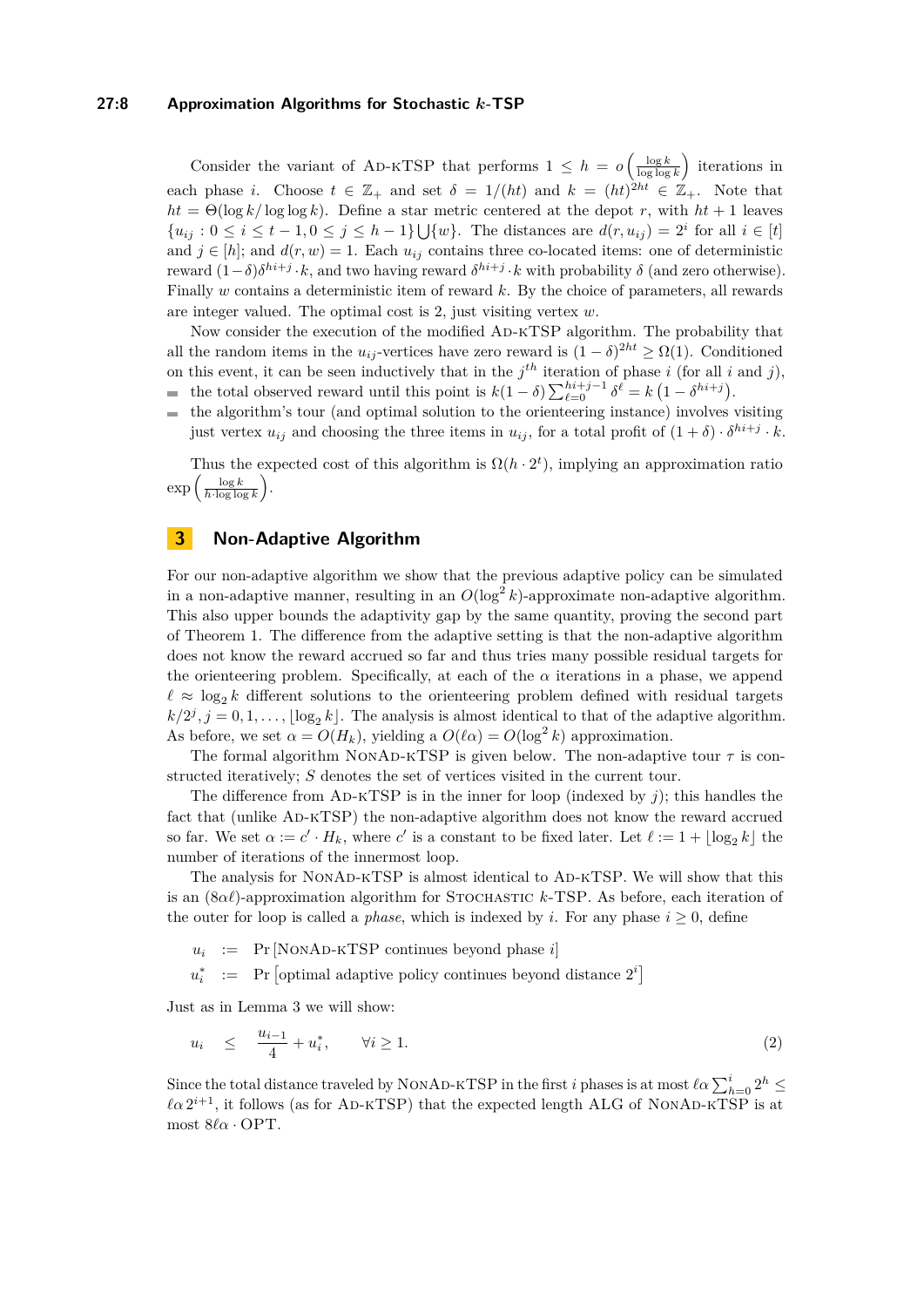Consider the variant of AD-KTSP that performs $1 \leq h = o\left(\frac{\log k}{\log\log k}\right)$ iterations in each phase $i$. Choose $t \in \mathbb{Z}_+$ and set $\delta = 1/(ht)$ and $k = (ht)^{2ht} \in \mathbb{Z}_+$. Note that $ht = \Theta(\log k/\log\log k)$. Define a star metric centered at the depot $r$, with $ht+1$ leaves $\{u_{ij} : 0 \leq i \leq t-1, 0 \leq j \leq h-1\} \bigcup \{w\}$. The distances are $d(r, u_{ij}) = 2^i$ for all $i \in [t]$ and $j \in [h]$; and $d(r, w) = 1$. Each $u_{ij}$ contains three co-located items: one of deterministic reward $(1-\delta)\delta^{hi+j} \cdot k$, and two having reward $\delta^{hi+j} \cdot k$ with probability $\delta$ (and zero otherwise). Finally $w$ contains a deterministic item of reward $k$. By the choice of parameters, all rewards are integer valued. The optimal cost is 2, just visiting vertex $w$.

Now consider the execution of the modified AD-KTSP algorithm. The probability that all the random items in the $u_{ij}$-vertices have zero reward is $(1-\delta)^{2ht} \geq \Omega(1)$. Conditioned on this event, it can be seen inductively that in the $j^{th}$ iteration of phase $i$ (for all $i$ and $j$),

- the total observed reward until this point is $k(1-\delta)\sum_{\ell=0}^{hi+j-1} \delta^\ell = k\left(1 - \delta^{hi+j}\right)$.
- the algorithm's tour (and optimal solution to the orienteering instance) involves visiting just vertex $u_{ij}$ and choosing the three items in $u_{ij}$, for a total profit of $(1+\delta) \cdot \delta^{hi+j} \cdot k$.

Thus the expected cost of this algorithm is $\Omega(h \cdot 2^t)$, implying an approximation ratio $\exp\left(\frac{\log k}{h \cdot \log\log k}\right)$.

## 3 Non-Adaptive Algorithm

For our non-adaptive algorithm we show that the previous adaptive policy can be simulated in a non-adaptive manner, resulting in an $O(\log^2 k)$-approximate non-adaptive algorithm. This also upper bounds the adaptivity gap by the same quantity, proving the second part of Theorem 1. The difference from the adaptive setting is that the non-adaptive algorithm does not know the reward accrued so far and thus tries many possible residual targets for the orienteering problem. Specifically, at each of the $\alpha$ iterations in a phase, we append $\ell \approx \log_2 k$ different solutions to the orienteering problem defined with residual targets $k/2^j, j = 0, 1, \ldots, \lfloor \log_2 k \rfloor$. The analysis is almost identical to that of the adaptive algorithm. As before, we set $\alpha = O(H_k)$, yielding a $O(\ell\alpha) = O(\log^2 k)$ approximation.

The formal algorithm NONAD-KTSP is given below. The non-adaptive tour $\tau$ is constructed iteratively; $S$ denotes the set of vertices visited in the current tour.

The difference from AD-KTSP is in the inner for loop (indexed by $j$); this handles the fact that (unlike AD-KTSP) the non-adaptive algorithm does not know the reward accrued so far. We set $\alpha := c' \cdot H_k$, where $c'$ is a constant to be fixed later. Let $\ell := 1 + \lfloor \log_2 k \rfloor$ the number of iterations of the innermost loop.

The analysis for NONAD-KTSP is almost identical to AD-KTSP. We will show that this is an $(8\alpha\ell)$-approximation algorithm for STOCHASTIC $k$-TSP. As before, each iteration of the outer for loop is called a *phase*, which is indexed by $i$. For any phase $i \geq 0$, define

$$u_i \;:=\; \Pr\left[\text{NONAD-KTSP continues beyond phase } i\right]$$

$$u_i^* \;:=\; \Pr\left[\text{optimal adaptive policy continues beyond distance } 2^i\right]$$

Just as in Lemma 3 we will show:

$$u_i \quad \leq \quad \frac{u_{i-1}}{4} + u_i^*, \qquad \forall i \geq 1. \tag{2}$$

Since the total distance traveled by NONAD-KTSP in the first $i$ phases is at most $\ell\alpha \sum_{h=0}^{i} 2^h \leq \ell\alpha\, 2^{i+1}$, it follows (as for AD-KTSP) that the expected length ALG of NONAD-KTSP is at most $8\ell\alpha \cdot \mathrm{OPT}$.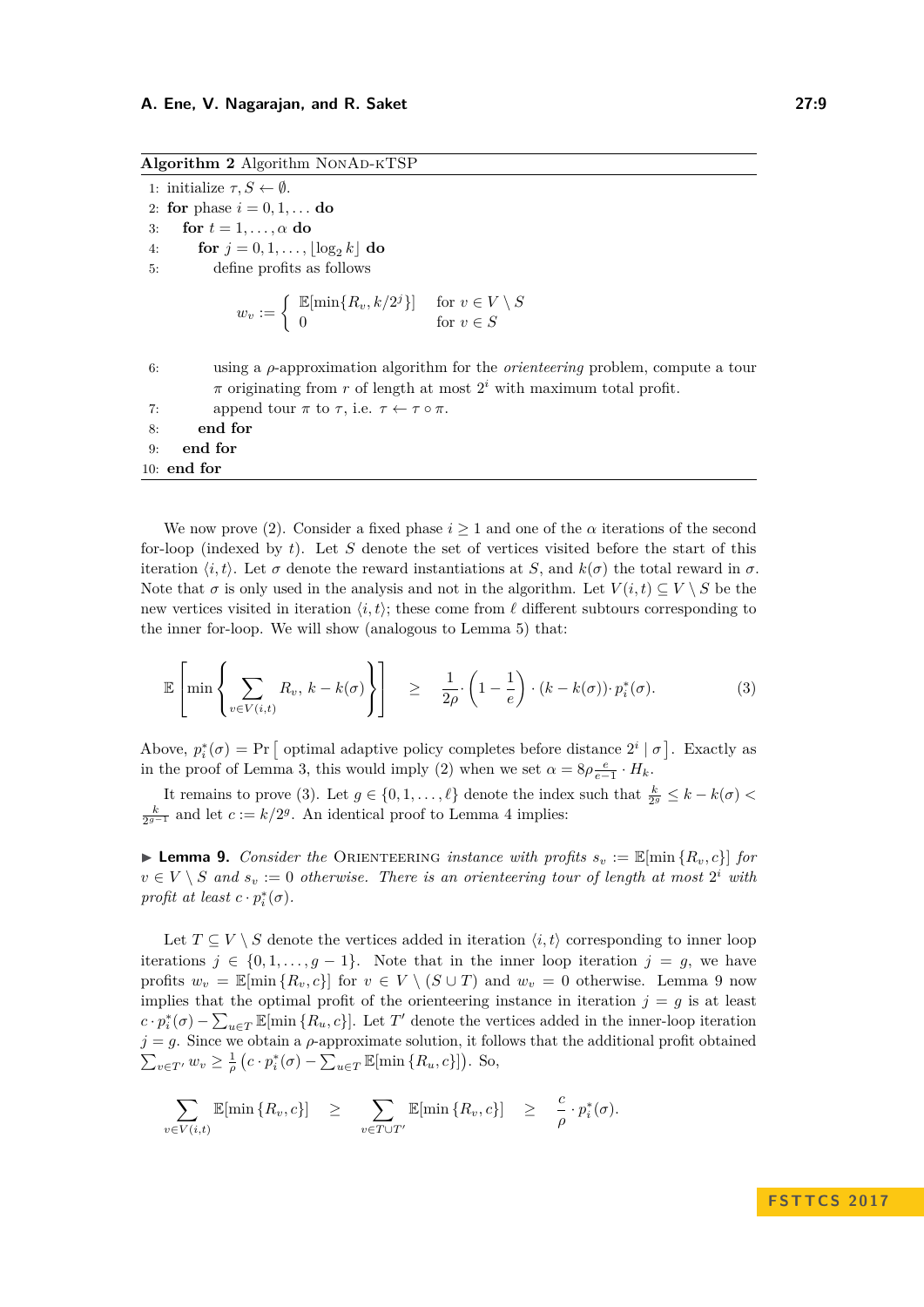**Algorithm 2** Algorithm NonAd-kTSP

```
1:  initialize τ, S ← ∅.
2:  for phase i = 0, 1, ... do
3:    for t = 1, ..., α do
4:      for j = 0, 1, ..., ⌊log_2 k⌋ do
5:        define profits as follows
              w_v := { E[min{R_v, k/2^j}]   for v ∈ V \ S
                     { 0                    for v ∈ S
6:        using a ρ-approximation algorithm for the orienteering problem, compute a tour
          π originating from r of length at most 2^i with maximum total profit.
7:        append tour π to τ, i.e. τ ← τ ∘ π.
8:      end for
9:    end for
10: end for
```

We now prove (2). Consider a fixed phase $i \geq 1$ and one of the $\alpha$ iterations of the second for-loop (indexed by $t$). Let $S$ denote the set of vertices visited before the start of this iteration $\langle i, t\rangle$. Let $\sigma$ denote the reward instantiations at $S$, and $k(\sigma)$ the total reward in $\sigma$. Note that $\sigma$ is only used in the analysis and not in the algorithm. Let $V(i,t) \subseteq V \setminus S$ be the new vertices visited in iteration $\langle i, t\rangle$; these come from $\ell$ different subtours corresponding to the inner for-loop. We will show (analogous to Lemma 5) that:

$$\mathbb{E}\left[\min\left\{\sum_{v\in V(i,t)} R_v,\ k - k(\sigma)\right\}\right] \quad \geq \quad \frac{1}{2\rho}\cdot\left(1-\frac{1}{e}\right)\cdot(k-k(\sigma))\cdot p_i^*(\sigma). \tag{3}$$

Above, $p_i^*(\sigma) = \Pr\big[\text{ optimal adaptive policy completes before distance } 2^i \mid \sigma\big]$. Exactly as in the proof of Lemma 3, this would imply (2) when we set $\alpha = 8\rho\frac{e}{e-1}\cdot H_k$.

It remains to prove (3). Let $g \in \{0, 1, \ldots, \ell\}$ denote the index such that $\frac{k}{2^g} \leq k - k(\sigma) < \frac{k}{2^{g-1}}$ and let $c := k/2^g$. An identical proof to Lemma 4 implies:

▶ **Lemma 9.** *Consider the* Orienteering *instance with profits $s_v := \mathbb{E}[\min\{R_v, c\}]$ for $v \in V \setminus S$ and $s_v := 0$ otherwise. There is an orienteering tour of length at most $2^i$ with profit at least $c \cdot p_i^*(\sigma)$.*

Let $T \subseteq V \setminus S$ denote the vertices added in iteration $\langle i, t\rangle$ corresponding to inner loop iterations $j \in \{0, 1, \ldots, g-1\}$. Note that in the inner loop iteration $j = g$, we have profits $w_v = \mathbb{E}[\min\{R_v, c\}]$ for $v \in V \setminus (S \cup T)$ and $w_v = 0$ otherwise. Lemma 9 now implies that the optimal profit of the orienteering instance in iteration $j = g$ is at least $c \cdot p_i^*(\sigma) - \sum_{u\in T}\mathbb{E}[\min\{R_u, c\}]$. Let $T'$ denote the vertices added in the inner-loop iteration $j = g$. Since we obtain a $\rho$-approximate solution, it follows that the additional profit obtained $\sum_{v\in T'} w_v \geq \frac{1}{\rho}\left(c\cdot p_i^*(\sigma) - \sum_{u\in T}\mathbb{E}[\min\{R_u, c\}]\right)$. So,

$$\sum_{v\in V(i,t)} \mathbb{E}[\min\{R_v, c\}] \quad \geq \quad \sum_{v\in T\cup T'} \mathbb{E}[\min\{R_v, c\}] \quad \geq \quad \frac{c}{\rho}\cdot p_i^*(\sigma).$$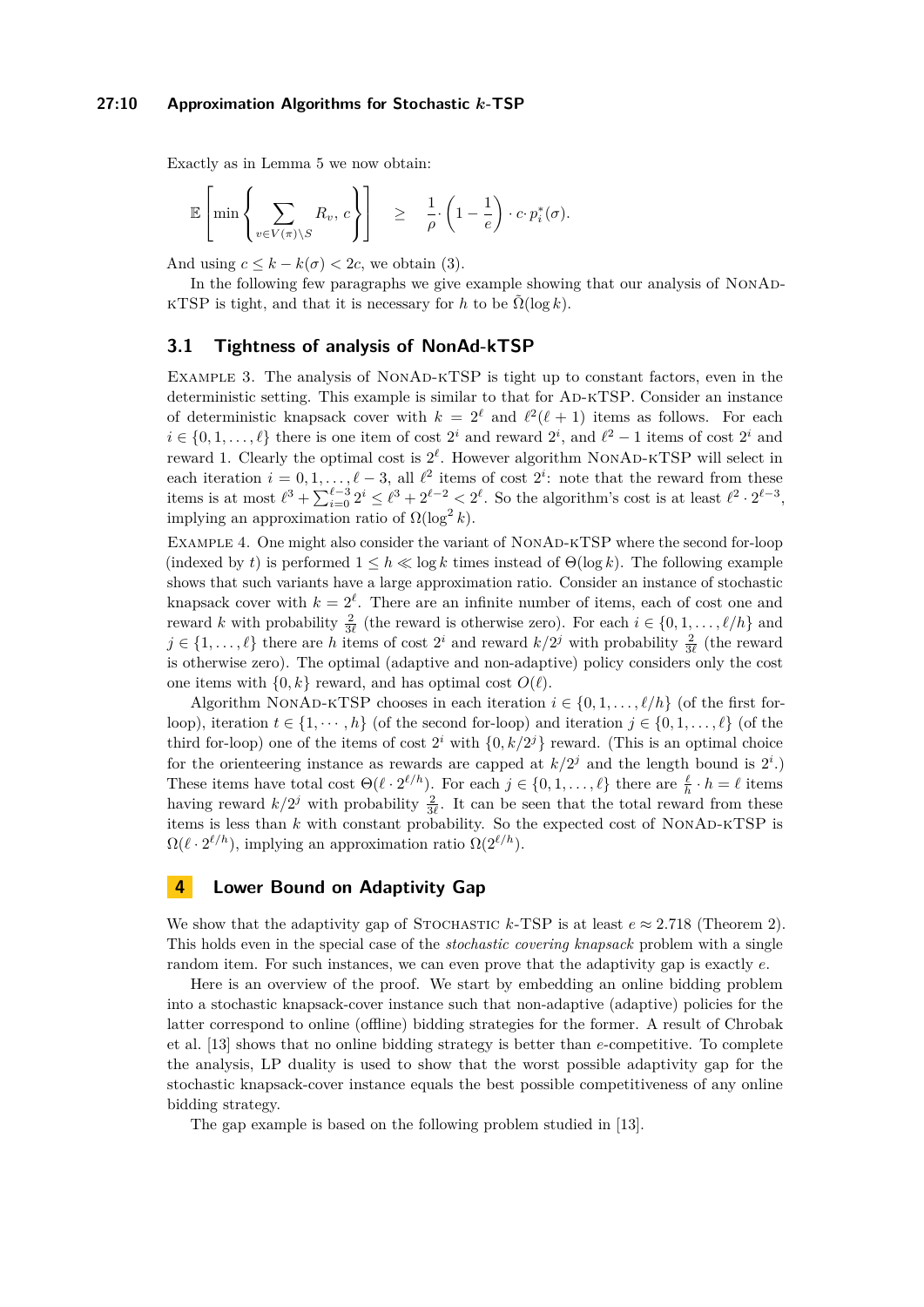Exactly as in Lemma 5 we now obtain:

$$\mathbb{E}\left[\min\left\{\sum_{v\in V(\pi)\setminus S} R_v,\, c\right\}\right] \quad\geq\quad \frac{1}{\rho}\cdot\left(1-\frac{1}{e}\right)\cdot c\cdot p_i^*(\sigma).$$

And using $c \le k - k(\sigma) < 2c$, we obtain (3).

In the following few paragraphs we give example showing that our analysis of NonAd-kTSP is tight, and that it is necessary for $h$ to be $\tilde{\Omega}(\log k)$.

## 3.1 Tightness of analysis of NonAd-kTSP

Example 3. The analysis of NonAd-kTSP is tight up to constant factors, even in the deterministic setting. This example is similar to that for Ad-kTSP. Consider an instance of deterministic knapsack cover with $k = 2^\ell$ and $\ell^2(\ell+1)$ items as follows. For each $i \in \{0, 1, \ldots, \ell\}$ there is one item of cost $2^i$ and reward $2^i$, and $\ell^2 - 1$ items of cost $2^i$ and reward 1. Clearly the optimal cost is $2^\ell$. However algorithm NonAd-kTSP will select in each iteration $i = 0, 1, \ldots, \ell - 3$, all $\ell^2$ items of cost $2^i$: note that the reward from these items is at most $\ell^3 + \sum_{i=0}^{\ell-3} 2^i \le \ell^3 + 2^{\ell-2} < 2^\ell$. So the algorithm's cost is at least $\ell^2 \cdot 2^{\ell-3}$, implying an approximation ratio of $\Omega(\log^2 k)$.

Example 4. One might also consider the variant of NonAd-kTSP where the second for-loop (indexed by $t$) is performed $1 \le h \ll \log k$ times instead of $\Theta(\log k)$. The following example shows that such variants have a large approximation ratio. Consider an instance of stochastic knapsack cover with $k = 2^\ell$. There are an infinite number of items, each of cost one and reward $k$ with probability $\frac{2}{3\ell}$ (the reward is otherwise zero). For each $i \in \{0, 1, \ldots, \ell/h\}$ and $j \in \{1, \ldots, \ell\}$ there are $h$ items of cost $2^i$ and reward $k/2^j$ with probability $\frac{2}{3\ell}$ (the reward is otherwise zero). The optimal (adaptive and non-adaptive) policy considers only the cost one items with $\{0, k\}$ reward, and has optimal cost $O(\ell)$.

Algorithm NonAd-kTSP chooses in each iteration $i \in \{0, 1, \ldots, \ell/h\}$ (of the first for-loop), iteration $t \in \{1, \cdots, h\}$ (of the second for-loop) and iteration $j \in \{0, 1, \ldots, \ell\}$ (of the third for-loop) one of the items of cost $2^i$ with $\{0, k/2^j\}$ reward. (This is an optimal choice for the orienteering instance as rewards are capped at $k/2^j$ and the length bound is $2^i$.) These items have total cost $\Theta(\ell \cdot 2^{\ell/h})$. For each $j \in \{0, 1, \ldots, \ell\}$ there are $\frac{\ell}{h} \cdot h = \ell$ items having reward $k/2^j$ with probability $\frac{2}{3\ell}$. It can be seen that the total reward from these items is less than $k$ with constant probability. So the expected cost of NonAd-kTSP is $\Omega(\ell \cdot 2^{\ell/h})$, implying an approximation ratio $\Omega(2^{\ell/h})$.

# 4 Lower Bound on Adaptivity Gap

We show that the adaptivity gap of Stochastic $k$-TSP is at least $e \approx 2.718$ (Theorem 2). This holds even in the special case of the *stochastic covering knapsack* problem with a single random item. For such instances, we can even prove that the adaptivity gap is exactly $e$.

Here is an overview of the proof. We start by embedding an online bidding problem into a stochastic knapsack-cover instance such that non-adaptive (adaptive) policies for the latter correspond to online (offline) bidding strategies for the former. A result of Chrobak et al. [13] shows that no online bidding strategy is better than $e$-competitive. To complete the analysis, LP duality is used to show that the worst possible adaptivity gap for the stochastic knapsack-cover instance equals the best possible competitiveness of any online bidding strategy.

The gap example is based on the following problem studied in [13].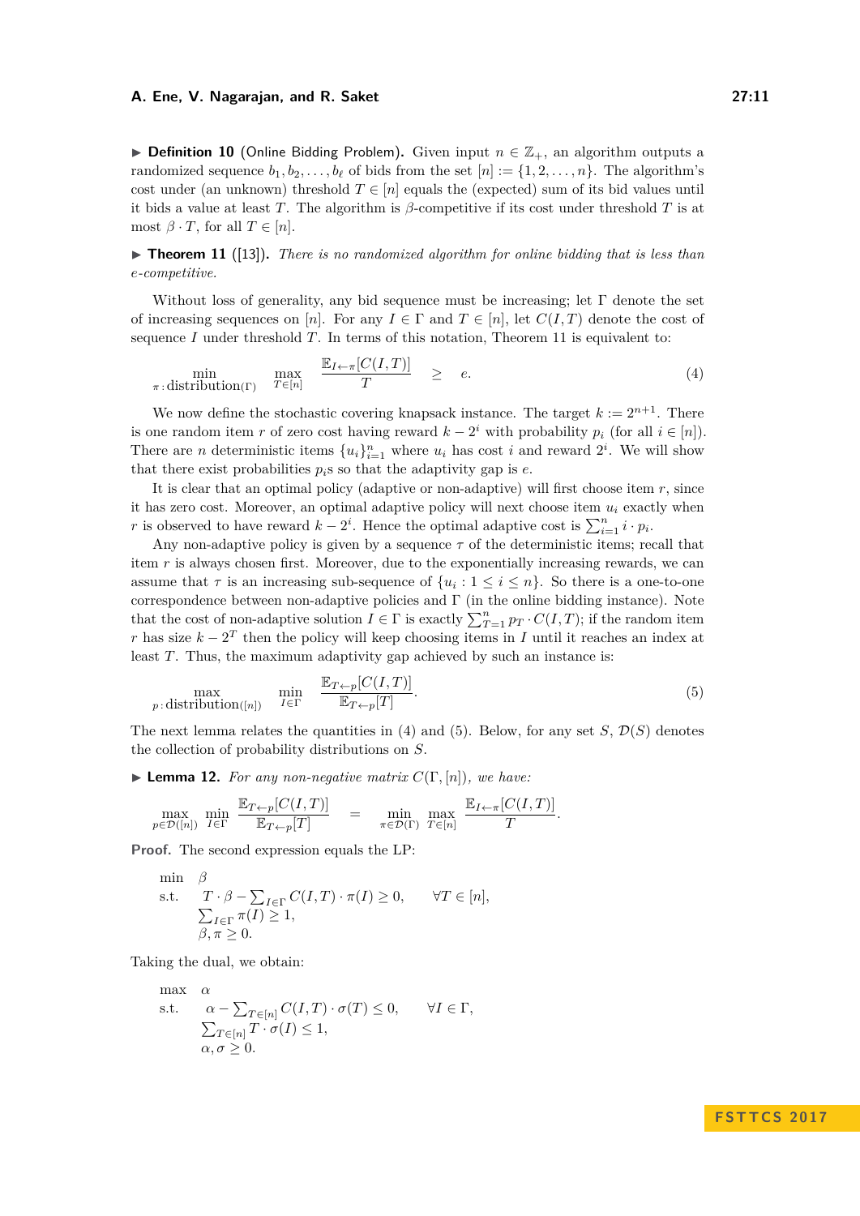▶ **Definition 10** (Online Bidding Problem). Given input $n \in \mathbb{Z}_+$, an algorithm outputs a randomized sequence $b_1, b_2, \ldots, b_\ell$ of bids from the set $[n] := \{1, 2, \ldots, n\}$. The algorithm's cost under (an unknown) threshold $T \in [n]$ equals the (expected) sum of its bid values until it bids a value at least $T$. The algorithm is $\beta$-competitive if its cost under threshold $T$ is at most $\beta \cdot T$, for all $T \in [n]$.

▶ **Theorem 11** ([13]). *There is no randomized algorithm for online bidding that is less than e-competitive.*

Without loss of generality, any bid sequence must be increasing; let $\Gamma$ denote the set of increasing sequences on $[n]$. For any $I \in \Gamma$ and $T \in [n]$, let $C(I,T)$ denote the cost of sequence $I$ under threshold $T$. In terms of this notation, Theorem 11 is equivalent to:

$$\min_{\pi:\text{distribution}(\Gamma)} \; \max_{T\in[n]} \; \frac{\mathbb{E}_{I\leftarrow\pi}[C(I,T)]}{T} \quad \geq \quad e. \tag{4}$$

We now define the stochastic covering knapsack instance. The target $k := 2^{n+1}$. There is one random item $r$ of zero cost having reward $k - 2^i$ with probability $p_i$ (for all $i \in [n]$). There are $n$ deterministic items $\{u_i\}_{i=1}^n$ where $u_i$ has cost $i$ and reward $2^i$. We will show that there exist probabilities $p_i$s so that the adaptivity gap is $e$.

It is clear that an optimal policy (adaptive or non-adaptive) will first choose item $r$, since it has zero cost. Moreover, an optimal adaptive policy will next choose item $u_i$ exactly when $r$ is observed to have reward $k - 2^i$. Hence the optimal adaptive cost is $\sum_{i=1}^n i \cdot p_i$.

Any non-adaptive policy is given by a sequence $\tau$ of the deterministic items; recall that item $r$ is always chosen first. Moreover, due to the exponentially increasing rewards, we can assume that $\tau$ is an increasing sub-sequence of $\{u_i : 1 \leq i \leq n\}$. So there is a one-to-one correspondence between non-adaptive policies and $\Gamma$ (in the online bidding instance). Note that the cost of non-adaptive solution $I \in \Gamma$ is exactly $\sum_{T=1}^n p_T \cdot C(I,T)$; if the random item $r$ has size $k - 2^T$ then the policy will keep choosing items in $I$ until it reaches an index at least $T$. Thus, the maximum adaptivity gap achieved by such an instance is:

$$\max_{p:\text{distribution}([n])} \; \min_{I\in\Gamma} \; \frac{\mathbb{E}_{T\leftarrow p}[C(I,T)]}{\mathbb{E}_{T\leftarrow p}[T]}. \tag{5}$$

The next lemma relates the quantities in (4) and (5). Below, for any set $S$, $\mathcal{D}(S)$ denotes the collection of probability distributions on $S$.

▶ **Lemma 12.** *For any non-negative matrix $C(\Gamma,[n])$, we have:*

$$\max_{p\in\mathcal{D}([n])} \; \min_{I\in\Gamma} \; \frac{\mathbb{E}_{T\leftarrow p}[C(I,T)]}{\mathbb{E}_{T\leftarrow p}[T]} \quad = \quad \min_{\pi\in\mathcal{D}(\Gamma)} \; \max_{T\in[n]} \; \frac{\mathbb{E}_{I\leftarrow\pi}[C(I,T)]}{T}.$$

**Proof.** The second expression equals the LP:

$$\begin{aligned}
\min \quad & \beta \\
\text{s.t.} \quad & T \cdot \beta - \textstyle\sum_{I\in\Gamma} C(I,T) \cdot \pi(I) \geq 0, \qquad \forall T \in [n], \\
& \textstyle\sum_{I\in\Gamma} \pi(I) \geq 1, \\
& \beta, \pi \geq 0.
\end{aligned}$$

Taking the dual, we obtain:

$$\begin{aligned}
\max \quad & \alpha \\
\text{s.t.} \quad & \alpha - \textstyle\sum_{T\in[n]} C(I,T) \cdot \sigma(T) \leq 0, \qquad \forall I \in \Gamma, \\
& \textstyle\sum_{T\in[n]} T \cdot \sigma(I) \leq 1, \\
& \alpha, \sigma \geq 0.
\end{aligned}$$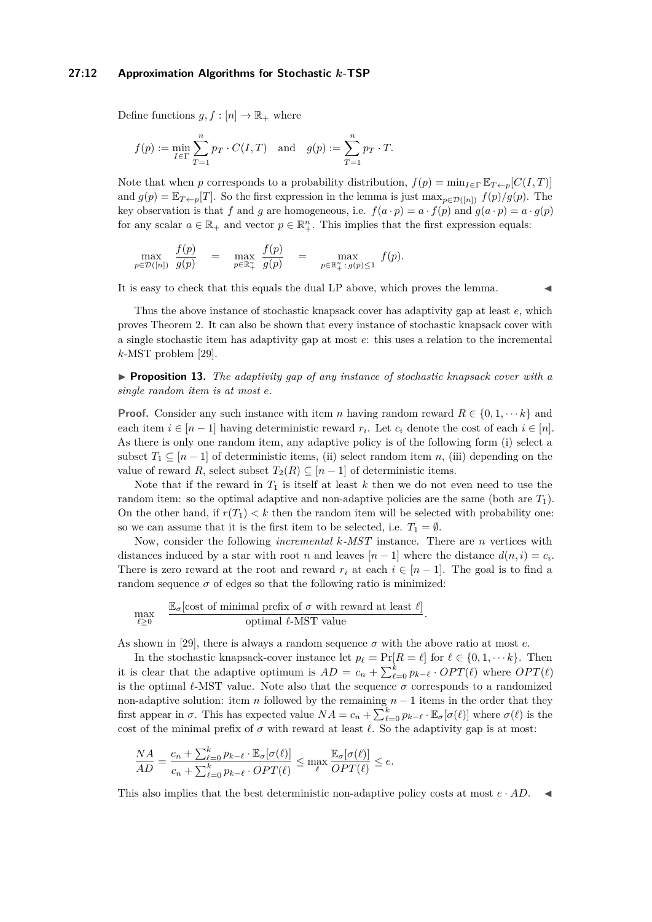Define functions $g, f : [n] \to \mathbb{R}_+$ where

$$f(p) := \min_{I \in \Gamma} \sum_{T=1}^{n} p_T \cdot C(I,T) \quad \text{and} \quad g(p) := \sum_{T=1}^{n} p_T \cdot T.$$

Note that when $p$ corresponds to a probability distribution, $f(p) = \min_{I\in\Gamma} \mathbb{E}_{T\leftarrow p}[C(I,T)]$ and $g(p) = \mathbb{E}_{T\leftarrow p}[T]$. So the first expression in the lemma is just $\max_{p\in\mathcal{D}([n])} f(p)/g(p)$. The key observation is that $f$ and $g$ are homogeneous, i.e. $f(a \cdot p) = a \cdot f(p)$ and $g(a \cdot p) = a \cdot g(p)$ for any scalar $a \in \mathbb{R}_+$ and vector $p \in \mathbb{R}^n_+$. This implies that the first expression equals:

$$\max_{p\in\mathcal{D}([n])} \frac{f(p)}{g(p)} \quad = \quad \max_{p\in\mathbb{R}^n_+} \frac{f(p)}{g(p)} \quad = \quad \max_{p\in\mathbb{R}^n_+ : g(p)\leq 1} f(p).$$

It is easy to check that this equals the dual LP above, which proves the lemma. ◀

Thus the above instance of stochastic knapsack cover has adaptivity gap at least $e$, which proves Theorem 2. It can also be shown that every instance of stochastic knapsack cover with a single stochastic item has adaptivity gap at most $e$: this uses a relation to the incremental $k$-MST problem [29].

▶ **Proposition 13.** *The adaptivity gap of any instance of stochastic knapsack cover with a single random item is at most $e$.*

**Proof.** Consider any such instance with item $n$ having random reward $R \in \{0, 1, \cdots k\}$ and each item $i \in [n-1]$ having deterministic reward $r_i$. Let $c_i$ denote the cost of each $i \in [n]$. As there is only one random item, any adaptive policy is of the following form (i) select a subset $T_1 \subseteq [n-1]$ of deterministic items, (ii) select random item $n$, (iii) depending on the value of reward $R$, select subset $T_2(R) \subseteq [n-1]$ of deterministic items.

Note that if the reward in $T_1$ is itself at least $k$ then we do not even need to use the random item: so the optimal adaptive and non-adaptive policies are the same (both are $T_1$). On the other hand, if $r(T_1) < k$ then the random item will be selected with probability one: so we can assume that it is the first item to be selected, i.e. $T_1 = \emptyset$.

Now, consider the following *incremental $k$-MST* instance. There are $n$ vertices with distances induced by a star with root $n$ and leaves $[n-1]$ where the distance $d(n,i) = c_i$. There is zero reward at the root and reward $r_i$ at each $i \in [n-1]$. The goal is to find a random sequence $\sigma$ of edges so that the following ratio is minimized:

$$\max_{\ell\geq 0} \quad \frac{\mathbb{E}_\sigma[\text{cost of minimal prefix of } \sigma \text{ with reward at least } \ell]}{\text{optimal } \ell\text{-MST value}}.$$

As shown in [29], there is always a random sequence $\sigma$ with the above ratio at most $e$.

In the stochastic knapsack-cover instance let $p_\ell = \Pr[R = \ell]$ for $\ell \in \{0, 1, \cdots k\}$. Then it is clear that the adaptive optimum is $AD = c_n + \sum_{\ell=0}^{k} p_{k-\ell} \cdot OPT(\ell)$ where $OPT(\ell)$ is the optimal $\ell$-MST value. Note also that the sequence $\sigma$ corresponds to a randomized non-adaptive solution: item $n$ followed by the remaining $n-1$ items in the order that they first appear in $\sigma$. This has expected value $NA = c_n + \sum_{\ell=0}^{k} p_{k-\ell} \cdot \mathbb{E}_\sigma[\sigma(\ell)]$ where $\sigma(\ell)$ is the cost of the minimal prefix of $\sigma$ with reward at least $\ell$. So the adaptivity gap is at most:

$$\frac{NA}{AD} = \frac{c_n + \sum_{\ell=0}^{k} p_{k-\ell} \cdot \mathbb{E}_\sigma[\sigma(\ell)]}{c_n + \sum_{\ell=0}^{k} p_{k-\ell} \cdot OPT(\ell)} \leq \max_\ell \frac{\mathbb{E}_\sigma[\sigma(\ell)]}{OPT(\ell)} \leq e.$$

This also implies that the best deterministic non-adaptive policy costs at most $e \cdot AD$. ◀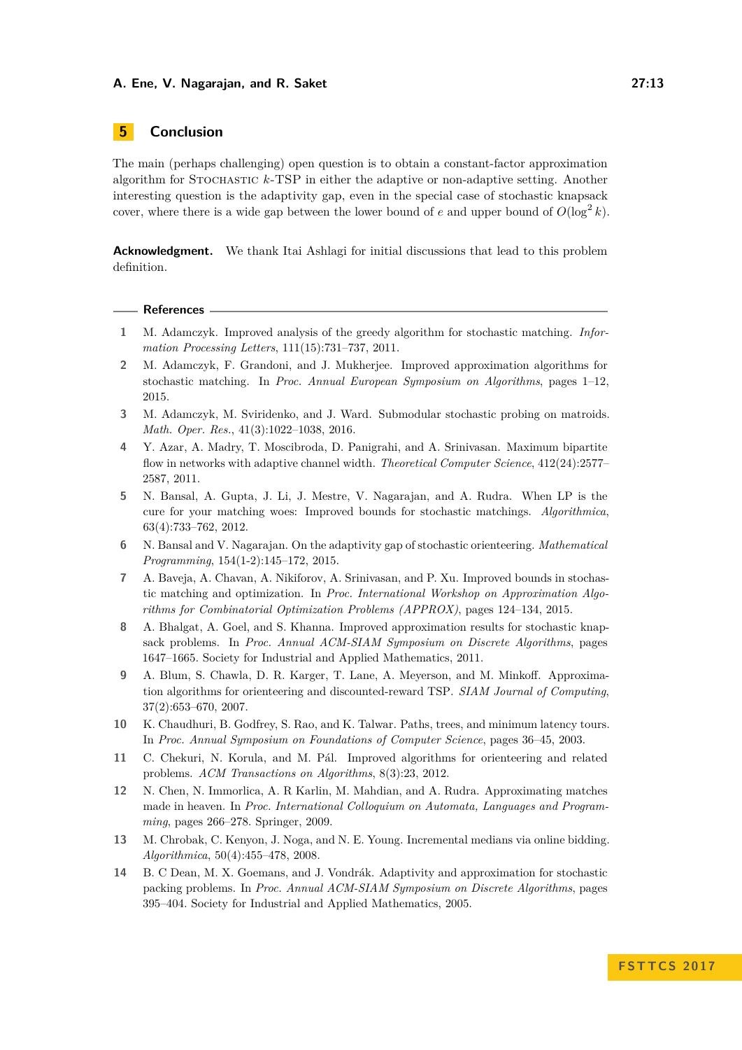## 5 Conclusion

The main (perhaps challenging) open question is to obtain a constant-factor approximation algorithm for Stochastic $k$-TSP in either the adaptive or non-adaptive setting. Another interesting question is the adaptivity gap, even in the special case of stochastic knapsack cover, where there is a wide gap between the lower bound of $e$ and upper bound of $O(\log^2 k)$.

**Acknowledgment.** We thank Itai Ashlagi for initial discussions that lead to this problem definition.

## References

1. M. Adamczyk. Improved analysis of the greedy algorithm for stochastic matching. *Information Processing Letters*, 111(15):731–737, 2011.
2. M. Adamczyk, F. Grandoni, and J. Mukherjee. Improved approximation algorithms for stochastic matching. In *Proc. Annual European Symposium on Algorithms*, pages 1–12, 2015.
3. M. Adamczyk, M. Sviridenko, and J. Ward. Submodular stochastic probing on matroids. *Math. Oper. Res.*, 41(3):1022–1038, 2016.
4. Y. Azar, A. Madry, T. Moscibroda, D. Panigrahi, and A. Srinivasan. Maximum bipartite flow in networks with adaptive channel width. *Theoretical Computer Science*, 412(24):2577–2587, 2011.
5. N. Bansal, A. Gupta, J. Li, J. Mestre, V. Nagarajan, and A. Rudra. When LP is the cure for your matching woes: Improved bounds for stochastic matchings. *Algorithmica*, 63(4):733–762, 2012.
6. N. Bansal and V. Nagarajan. On the adaptivity gap of stochastic orienteering. *Mathematical Programming*, 154(1-2):145–172, 2015.
7. A. Baveja, A. Chavan, A. Nikiforov, A. Srinivasan, and P. Xu. Improved bounds in stochastic matching and optimization. In *Proc. International Workshop on Approximation Algorithms for Combinatorial Optimization Problems (APPROX)*, pages 124–134, 2015.
8. A. Bhalgat, A. Goel, and S. Khanna. Improved approximation results for stochastic knapsack problems. In *Proc. Annual ACM-SIAM Symposium on Discrete Algorithms*, pages 1647–1665. Society for Industrial and Applied Mathematics, 2011.
9. A. Blum, S. Chawla, D. R. Karger, T. Lane, A. Meyerson, and M. Minkoff. Approximation algorithms for orienteering and discounted-reward TSP. *SIAM Journal of Computing*, 37(2):653–670, 2007.
10. K. Chaudhuri, B. Godfrey, S. Rao, and K. Talwar. Paths, trees, and minimum latency tours. In *Proc. Annual Symposium on Foundations of Computer Science*, pages 36–45, 2003.
11. C. Chekuri, N. Korula, and M. Pál. Improved algorithms for orienteering and related problems. *ACM Transactions on Algorithms*, 8(3):23, 2012.
12. N. Chen, N. Immorlica, A. R Karlin, M. Mahdian, and A. Rudra. Approximating matches made in heaven. In *Proc. International Colloquium on Automata, Languages and Programming*, pages 266–278. Springer, 2009.
13. M. Chrobak, C. Kenyon, J. Noga, and N. E. Young. Incremental medians via online bidding. *Algorithmica*, 50(4):455–478, 2008.
14. B. C Dean, M. X. Goemans, and J. Vondrák. Adaptivity and approximation for stochastic packing problems. In *Proc. Annual ACM-SIAM Symposium on Discrete Algorithms*, pages 395–404. Society for Industrial and Applied Mathematics, 2005.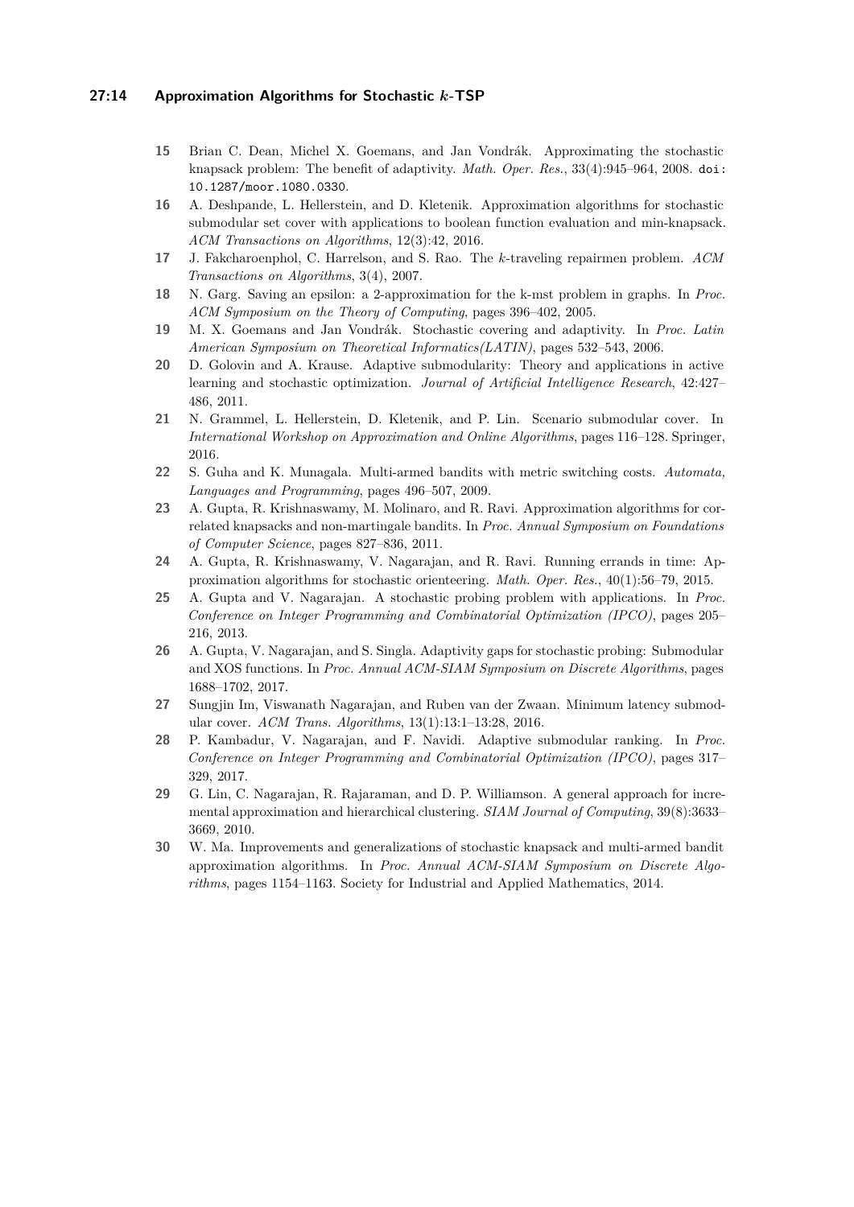15 Brian C. Dean, Michel X. Goemans, and Jan Vondrák. Approximating the stochastic knapsack problem: The benefit of adaptivity. *Math. Oper. Res.*, 33(4):945–964, 2008. doi:10.1287/moor.1080.0330.

16 A. Deshpande, L. Hellerstein, and D. Kletenik. Approximation algorithms for stochastic submodular set cover with applications to boolean function evaluation and min-knapsack. *ACM Transactions on Algorithms*, 12(3):42, 2016.

17 J. Fakcharoenphol, C. Harrelson, and S. Rao. The $k$-traveling repairmen problem. *ACM Transactions on Algorithms*, 3(4), 2007.

18 N. Garg. Saving an epsilon: a 2-approximation for the k-mst problem in graphs. In *Proc. ACM Symposium on the Theory of Computing*, pages 396–402, 2005.

19 M. X. Goemans and Jan Vondrák. Stochastic covering and adaptivity. In *Proc. Latin American Symposium on Theoretical Informatics(LATIN)*, pages 532–543, 2006.

20 D. Golovin and A. Krause. Adaptive submodularity: Theory and applications in active learning and stochastic optimization. *Journal of Artificial Intelligence Research*, 42:427–486, 2011.

21 N. Grammel, L. Hellerstein, D. Kletenik, and P. Lin. Scenario submodular cover. In *International Workshop on Approximation and Online Algorithms*, pages 116–128. Springer, 2016.

22 S. Guha and K. Munagala. Multi-armed bandits with metric switching costs. *Automata, Languages and Programming*, pages 496–507, 2009.

23 A. Gupta, R. Krishnaswamy, M. Molinaro, and R. Ravi. Approximation algorithms for correlated knapsacks and non-martingale bandits. In *Proc. Annual Symposium on Foundations of Computer Science*, pages 827–836, 2011.

24 A. Gupta, R. Krishnaswamy, V. Nagarajan, and R. Ravi. Running errands in time: Approximation algorithms for stochastic orienteering. *Math. Oper. Res.*, 40(1):56–79, 2015.

25 A. Gupta and V. Nagarajan. A stochastic probing problem with applications. In *Proc. Conference on Integer Programming and Combinatorial Optimization (IPCO)*, pages 205–216, 2013.

26 A. Gupta, V. Nagarajan, and S. Singla. Adaptivity gaps for stochastic probing: Submodular and XOS functions. In *Proc. Annual ACM-SIAM Symposium on Discrete Algorithms*, pages 1688–1702, 2017.

27 Sungjin Im, Viswanath Nagarajan, and Ruben van der Zwaan. Minimum latency submodular cover. *ACM Trans. Algorithms*, 13(1):13:1–13:28, 2016.

28 P. Kambadur, V. Nagarajan, and F. Navidi. Adaptive submodular ranking. In *Proc. Conference on Integer Programming and Combinatorial Optimization (IPCO)*, pages 317–329, 2017.

29 G. Lin, C. Nagarajan, R. Rajaraman, and D. P. Williamson. A general approach for incremental approximation and hierarchical clustering. *SIAM Journal of Computing*, 39(8):3633–3669, 2010.

30 W. Ma. Improvements and generalizations of stochastic knapsack and multi-armed bandit approximation algorithms. In *Proc. Annual ACM-SIAM Symposium on Discrete Algorithms*, pages 1154–1163. Society for Industrial and Applied Mathematics, 2014.